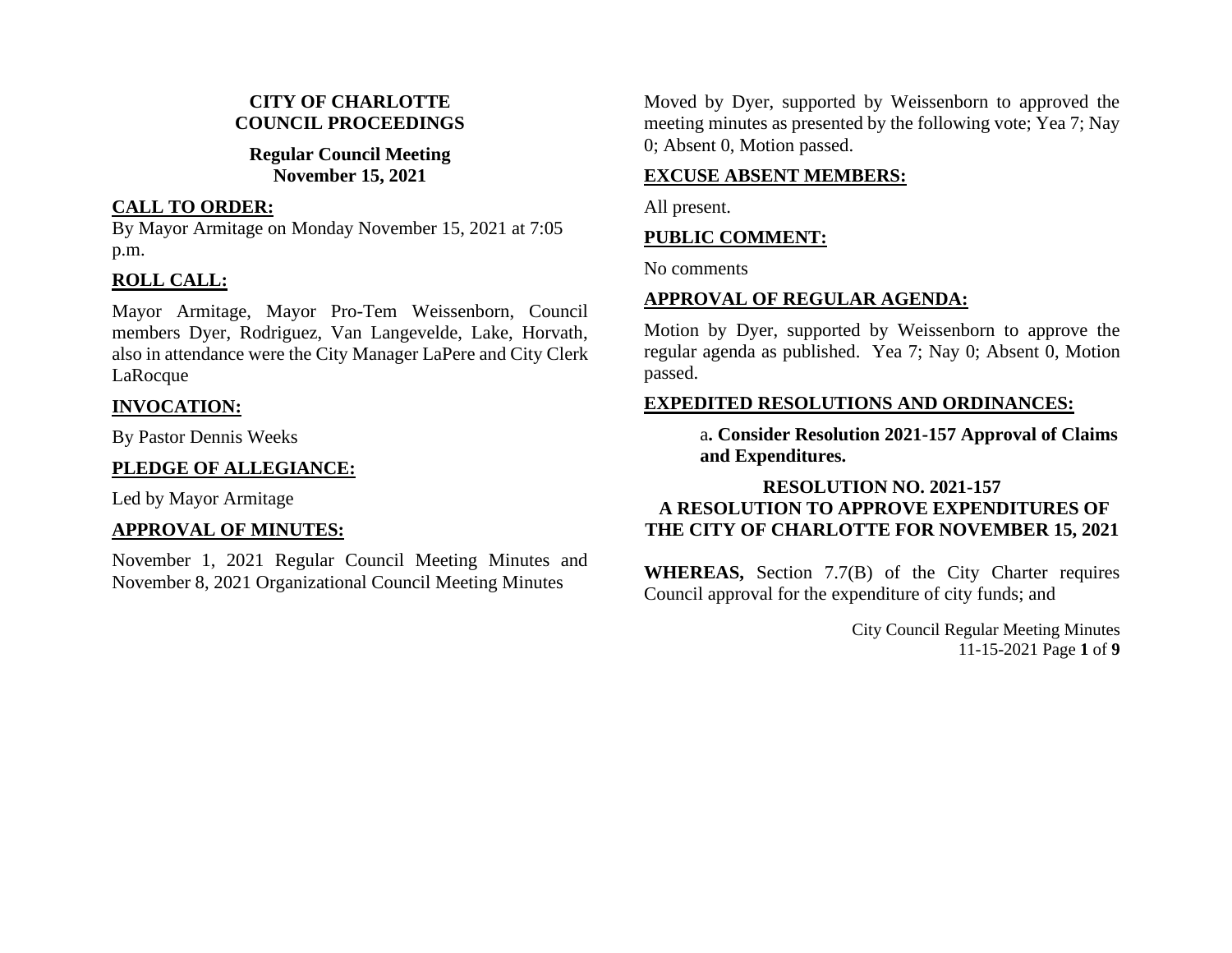**CITY OF CHARLOTTE**
**COUNCIL PROCEEDINGS**

**Regular Council Meeting**
**November 15, 2021**

## CALL TO ORDER:

By Mayor Armitage on Monday November 15, 2021 at 7:05 p.m.

## ROLL CALL:

Mayor Armitage, Mayor Pro-Tem Weissenborn, Council members Dyer, Rodriguez, Van Langevelde, Lake, Horvath, also in attendance were the City Manager LaPere and City Clerk LaRocque

## INVOCATION:

By Pastor Dennis Weeks

## PLEDGE OF ALLEGIANCE:

Led by Mayor Armitage

## APPROVAL OF MINUTES:

November 1, 2021 Regular Council Meeting Minutes and November 8, 2021 Organizational Council Meeting Minutes

Moved by Dyer, supported by Weissenborn to approved the meeting minutes as presented by the following vote; Yea 7; Nay 0; Absent 0, Motion passed.

## EXCUSE ABSENT MEMBERS:

All present.

## PUBLIC COMMENT:

No comments

## APPROVAL OF REGULAR AGENDA:

Motion by Dyer, supported by Weissenborn to approve the regular agenda as published. Yea 7; Nay 0; Absent 0, Motion passed.

## EXPEDITED RESOLUTIONS AND ORDINANCES:

a**. Consider Resolution 2021-157 Approval of Claims and Expenditures.**

**RESOLUTION NO. 2021-157**
**A RESOLUTION TO APPROVE EXPENDITURES OF THE CITY OF CHARLOTTE FOR NOVEMBER 15, 2021**

**WHEREAS,** Section 7.7(B) of the City Charter requires Council approval for the expenditure of city funds; and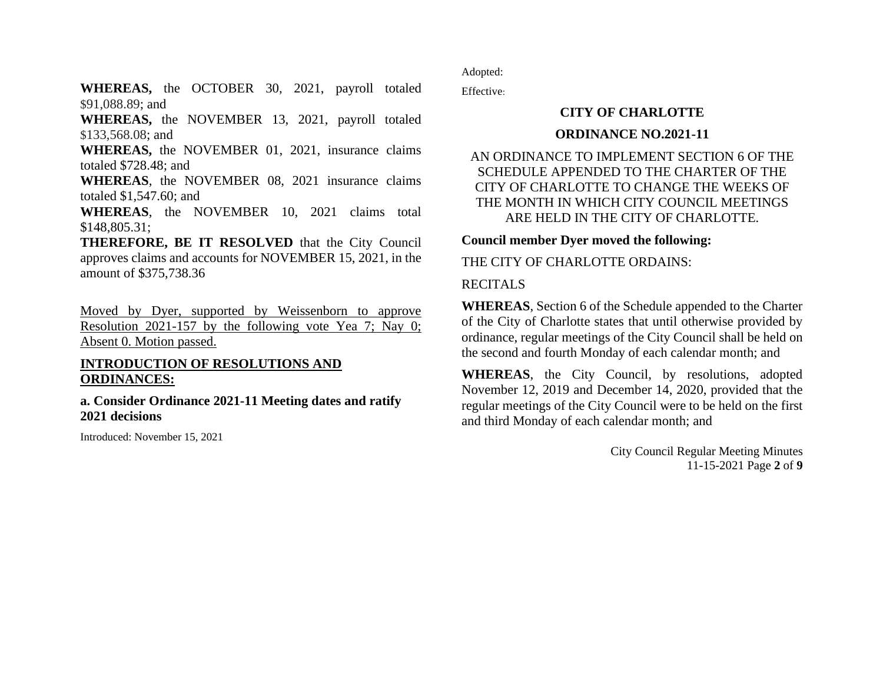**WHEREAS,** the OCTOBER 30, 2021, payroll totaled $91,088.89; and

**WHEREAS,** the NOVEMBER 13, 2021, payroll totaled $133,568.08; and

**WHEREAS,** the NOVEMBER 01, 2021, insurance claims totaled $728.48; and

**WHEREAS**, the NOVEMBER 08, 2021 insurance claims totaled $1,547.60; and

**WHEREAS**, the NOVEMBER 10, 2021 claims total $148,805.31;

**THEREFORE, BE IT RESOLVED** that the City Council approves claims and accounts for NOVEMBER 15, 2021, in the amount of $375,738.36

<u>Moved by Dyer, supported by Weissenborn to approve Resolution 2021-157 by the following vote Yea 7; Nay 0; Absent 0. Motion passed.</u>

## INTRODUCTION OF RESOLUTIONS AND ORDINANCES:

**a. Consider Ordinance 2021-11 Meeting dates and ratify 2021 decisions**

Introduced: November 15, 2021

Adopted:

Effective:

**CITY OF CHARLOTTE**

**ORDINANCE NO.2021-11**

AN ORDINANCE TO IMPLEMENT SECTION 6 OF THE SCHEDULE APPENDED TO THE CHARTER OF THE CITY OF CHARLOTTE TO CHANGE THE WEEKS OF THE MONTH IN WHICH CITY COUNCIL MEETINGS ARE HELD IN THE CITY OF CHARLOTTE.

**Council member Dyer moved the following:**

THE CITY OF CHARLOTTE ORDAINS:

RECITALS

**WHEREAS**, Section 6 of the Schedule appended to the Charter of the City of Charlotte states that until otherwise provided by ordinance, regular meetings of the City Council shall be held on the second and fourth Monday of each calendar month; and

**WHEREAS**, the City Council, by resolutions, adopted November 12, 2019 and December 14, 2020, provided that the regular meetings of the City Council were to be held on the first and third Monday of each calendar month; and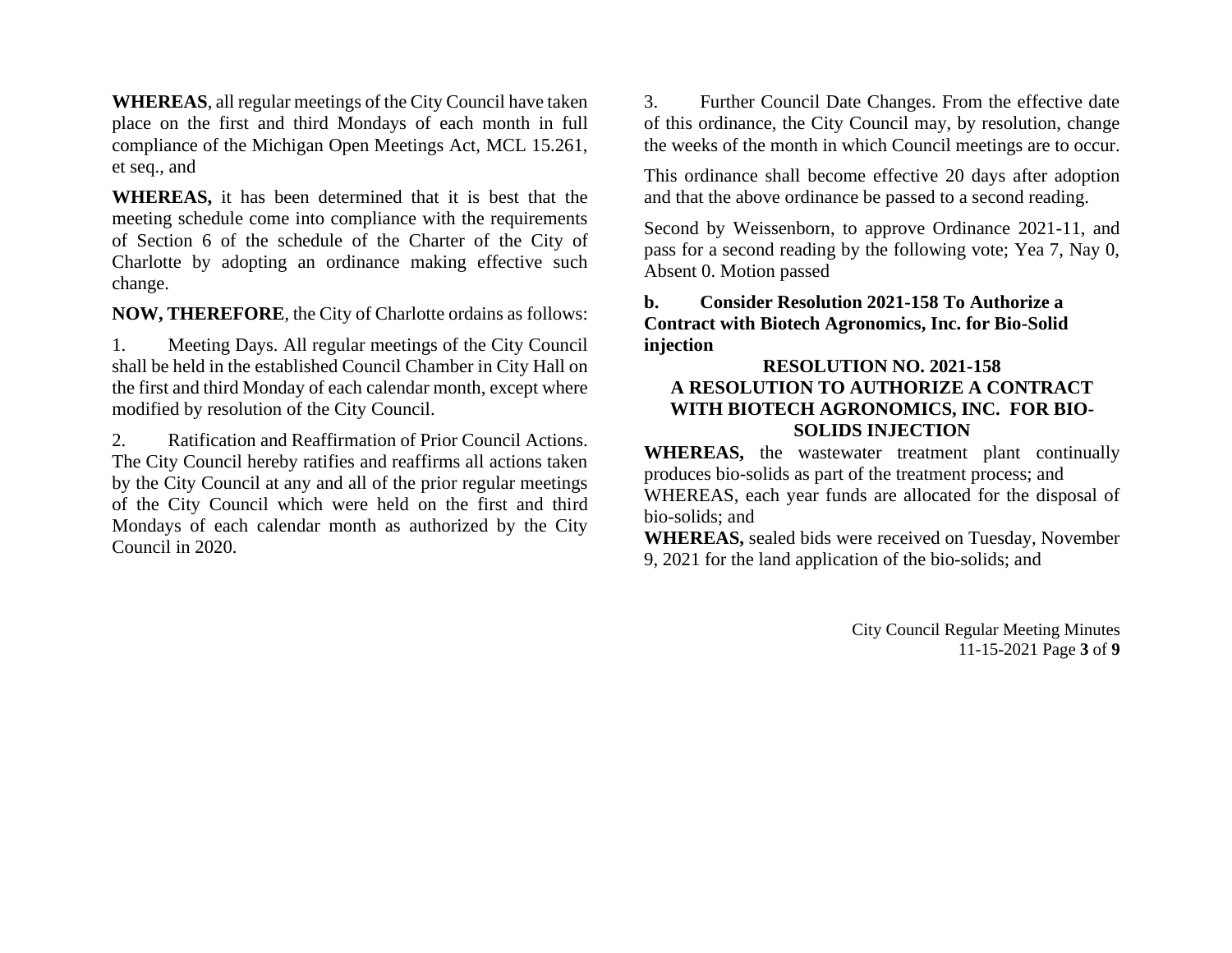**WHEREAS**, all regular meetings of the City Council have taken place on the first and third Mondays of each month in full compliance of the Michigan Open Meetings Act, MCL 15.261, et seq., and

**WHEREAS,** it has been determined that it is best that the meeting schedule come into compliance with the requirements of Section 6 of the schedule of the Charter of the City of Charlotte by adopting an ordinance making effective such change.

**NOW, THEREFORE**, the City of Charlotte ordains as follows:

1. Meeting Days. All regular meetings of the City Council shall be held in the established Council Chamber in City Hall on the first and third Monday of each calendar month, except where modified by resolution of the City Council.

2. Ratification and Reaffirmation of Prior Council Actions. The City Council hereby ratifies and reaffirms all actions taken by the City Council at any and all of the prior regular meetings of the City Council which were held on the first and third Mondays of each calendar month as authorized by the City Council in 2020.

3. Further Council Date Changes. From the effective date of this ordinance, the City Council may, by resolution, change the weeks of the month in which Council meetings are to occur.

This ordinance shall become effective 20 days after adoption and that the above ordinance be passed to a second reading.

Second by Weissenborn, to approve Ordinance 2021-11, and pass for a second reading by the following vote; Yea 7, Nay 0, Absent 0. Motion passed

**b. Consider Resolution 2021-158 To Authorize a Contract with Biotech Agronomics, Inc. for Bio-Solid injection**

**RESOLUTION NO. 2021-158**
**A RESOLUTION TO AUTHORIZE A CONTRACT WITH BIOTECH AGRONOMICS, INC. FOR BIO-SOLIDS INJECTION**

**WHEREAS,** the wastewater treatment plant continually produces bio-solids as part of the treatment process; and

WHEREAS, each year funds are allocated for the disposal of bio-solids; and

**WHEREAS,** sealed bids were received on Tuesday, November 9, 2021 for the land application of the bio-solids; and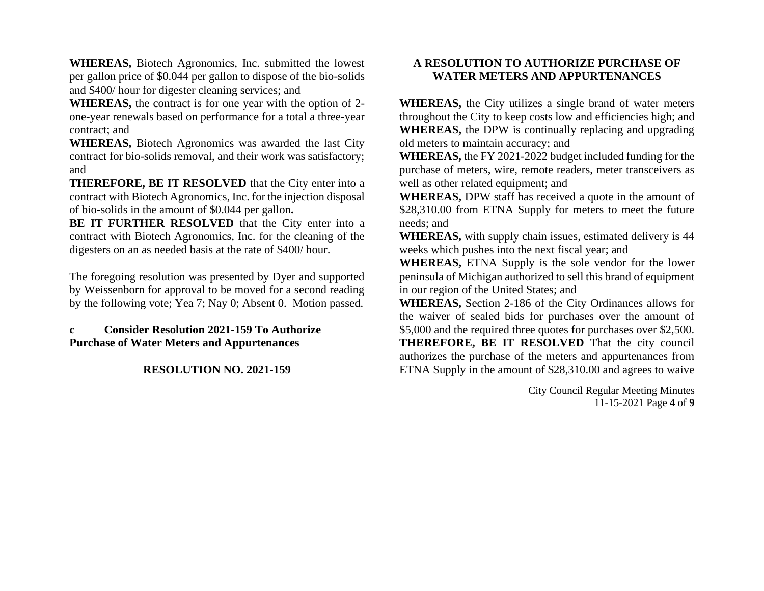**WHEREAS,** Biotech Agronomics, Inc. submitted the lowest per gallon price of $0.044 per gallon to dispose of the bio-solids and $400/ hour for digester cleaning services; and

**WHEREAS,** the contract is for one year with the option of 2-one-year renewals based on performance for a total a three-year contract; and

**WHEREAS,** Biotech Agronomics was awarded the last City contract for bio-solids removal, and their work was satisfactory; and

**THEREFORE, BE IT RESOLVED** that the City enter into a contract with Biotech Agronomics, Inc. for the injection disposal of bio-solids in the amount of $0.044 per gallon**.**

**BE IT FURTHER RESOLVED** that the City enter into a contract with Biotech Agronomics, Inc. for the cleaning of the digesters on an as needed basis at the rate of $400/ hour.

The foregoing resolution was presented by Dyer and supported by Weissenborn for approval to be moved for a second reading by the following vote; Yea 7; Nay 0; Absent 0. Motion passed.

**c Consider Resolution 2021-159 To Authorize Purchase of Water Meters and Appurtenances**

**RESOLUTION NO. 2021-159**

**A RESOLUTION TO AUTHORIZE PURCHASE OF WATER METERS AND APPURTENANCES**

**WHEREAS,** the City utilizes a single brand of water meters throughout the City to keep costs low and efficiencies high; and

**WHEREAS,** the DPW is continually replacing and upgrading old meters to maintain accuracy; and

**WHEREAS,** the FY 2021-2022 budget included funding for the purchase of meters, wire, remote readers, meter transceivers as well as other related equipment; and

**WHEREAS,** DPW staff has received a quote in the amount of $28,310.00 from ETNA Supply for meters to meet the future needs; and

**WHEREAS,** with supply chain issues, estimated delivery is 44 weeks which pushes into the next fiscal year; and

**WHEREAS,** ETNA Supply is the sole vendor for the lower peninsula of Michigan authorized to sell this brand of equipment in our region of the United States; and

**WHEREAS,** Section 2-186 of the City Ordinances allows for the waiver of sealed bids for purchases over the amount of $5,000 and the required three quotes for purchases over $2,500.

**THEREFORE, BE IT RESOLVED** That the city council authorizes the purchase of the meters and appurtenances from ETNA Supply in the amount of $28,310.00 and agrees to waive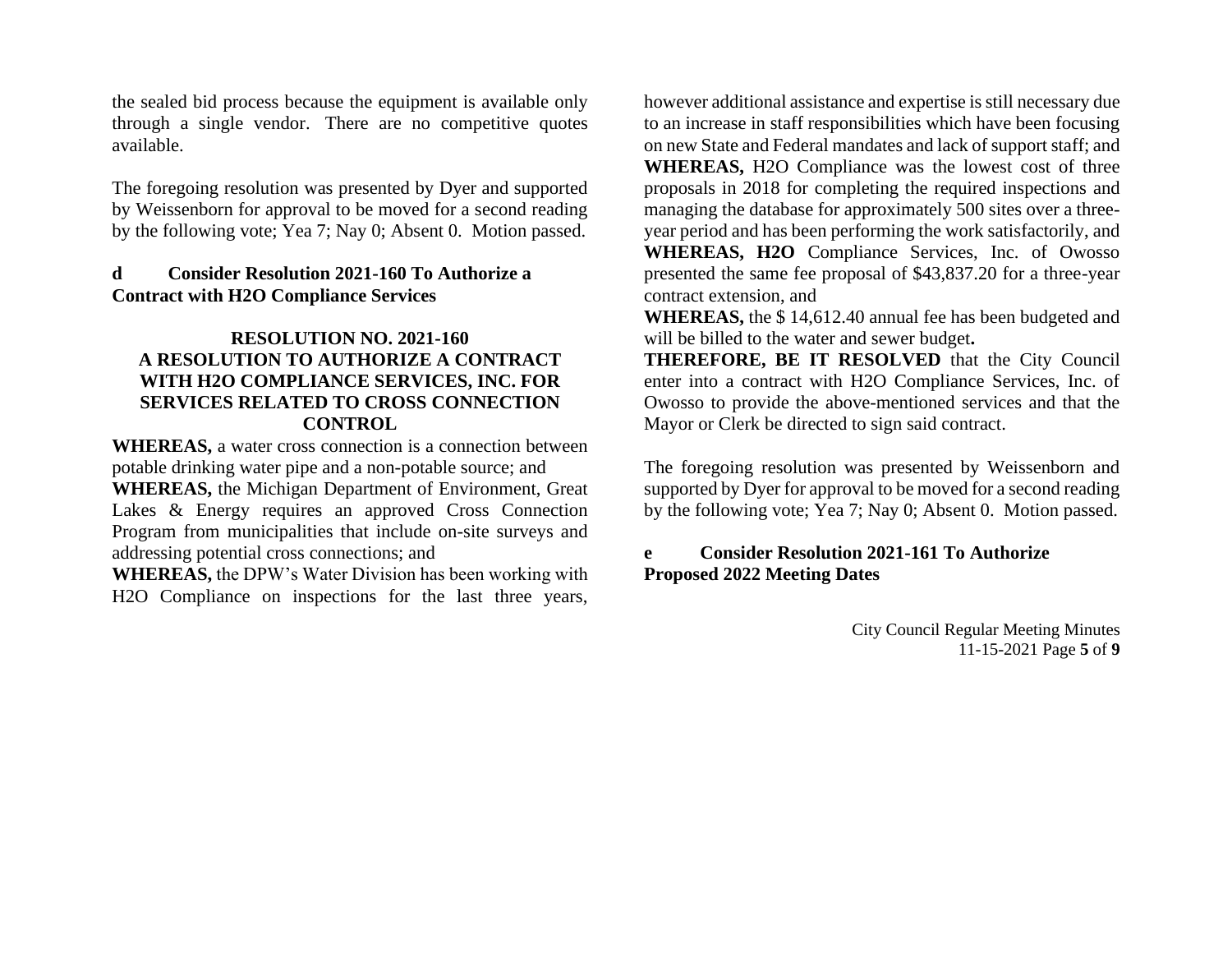the sealed bid process because the equipment is available only through a single vendor. There are no competitive quotes available.

The foregoing resolution was presented by Dyer and supported by Weissenborn for approval to be moved for a second reading by the following vote; Yea 7; Nay 0; Absent 0. Motion passed.

**d Consider Resolution 2021-160 To Authorize a Contract with H2O Compliance Services**

**RESOLUTION NO. 2021-160**
**A RESOLUTION TO AUTHORIZE A CONTRACT WITH H2O COMPLIANCE SERVICES, INC. FOR SERVICES RELATED TO CROSS CONNECTION CONTROL**

**WHEREAS,** a water cross connection is a connection between potable drinking water pipe and a non-potable source; and

**WHEREAS,** the Michigan Department of Environment, Great Lakes & Energy requires an approved Cross Connection Program from municipalities that include on-site surveys and addressing potential cross connections; and

**WHEREAS,** the DPW's Water Division has been working with H2O Compliance on inspections for the last three years, however additional assistance and expertise is still necessary due to an increase in staff responsibilities which have been focusing on new State and Federal mandates and lack of support staff; and

**WHEREAS,** H2O Compliance was the lowest cost of three proposals in 2018 for completing the required inspections and managing the database for approximately 500 sites over a three-year period and has been performing the work satisfactorily, and

**WHEREAS, H2O** Compliance Services, Inc. of Owosso presented the same fee proposal of $43,837.20 for a three-year contract extension, and

**WHEREAS,** the $ 14,612.40 annual fee has been budgeted and will be billed to the water and sewer budget**.**

**THEREFORE, BE IT RESOLVED** that the City Council enter into a contract with H2O Compliance Services, Inc. of Owosso to provide the above-mentioned services and that the Mayor or Clerk be directed to sign said contract.

The foregoing resolution was presented by Weissenborn and supported by Dyer for approval to be moved for a second reading by the following vote; Yea 7; Nay 0; Absent 0. Motion passed.

**e Consider Resolution 2021-161 To Authorize Proposed 2022 Meeting Dates**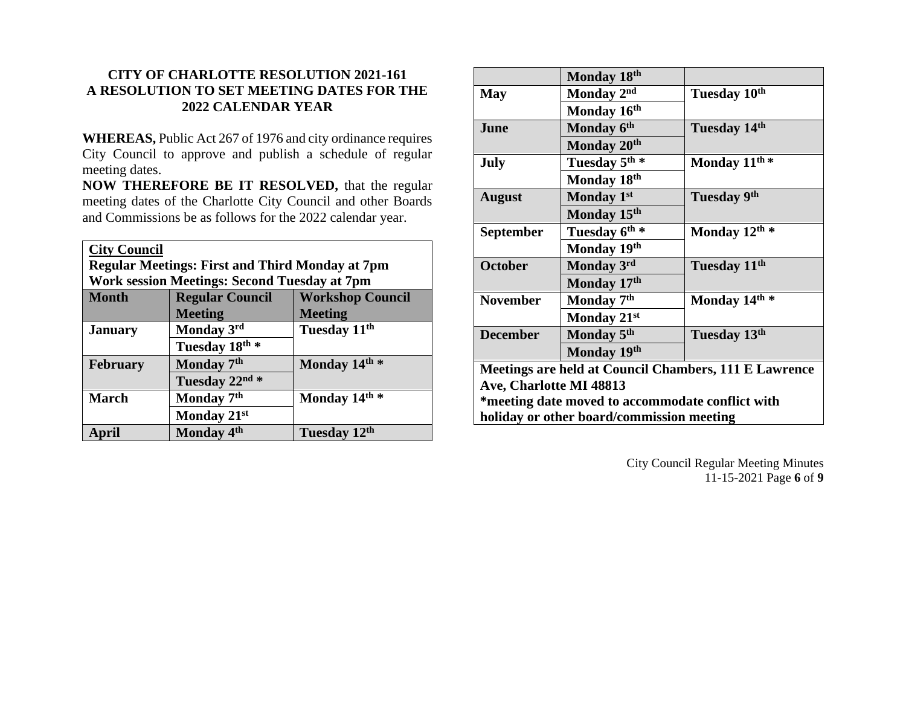**CITY OF CHARLOTTE RESOLUTION 2021-161**
**A RESOLUTION TO SET MEETING DATES FOR THE 2022 CALENDAR YEAR**

**WHEREAS,** Public Act 267 of 1976 and city ordinance requires City Council to approve and publish a schedule of regular meeting dates.

**NOW THEREFORE BE IT RESOLVED,** that the regular meeting dates of the Charlotte City Council and other Boards and Commissions be as follows for the 2022 calendar year.

**City Council**
**Regular Meetings: First and Third Monday at 7pm**
**Work session Meetings: Second Tuesday at 7pm**

| Month | Regular Council Meeting | Workshop Council Meeting |
|---|---|---|
| January | Monday 3rd | Tuesday 11th |
| | Tuesday 18th * | |
| February | Monday 7th | Monday 14th * |
| | Tuesday 22nd * | |
| March | Monday 7th | Monday 14th * |
| | Monday 21st | |
| April | Monday 4th | Tuesday 12th |
| | Monday 18th | |
| May | Monday 2nd | Tuesday 10th |
| | Monday 16th | |
| June | Monday 6th | Tuesday 14th |
| | Monday 20th | |
| July | Tuesday 5th * | Monday 11th * |
| | Monday 18th | |
| August | Monday 1st | Tuesday 9th |
| | Monday 15th | |
| September | Tuesday 6th * | Monday 12th * |
| | Monday 19th | |
| October | Monday 3rd | Tuesday 11th |
| | Monday 17th | |
| November | Monday 7th | Monday 14th * |
| | Monday 21st | |
| December | Monday 5th | Tuesday 13th |
| | Monday 19th | |

**Meetings are held at Council Chambers, 111 E Lawrence Ave, Charlotte MI 48813**
***meeting date moved to accommodate conflict with holiday or other board/commission meeting**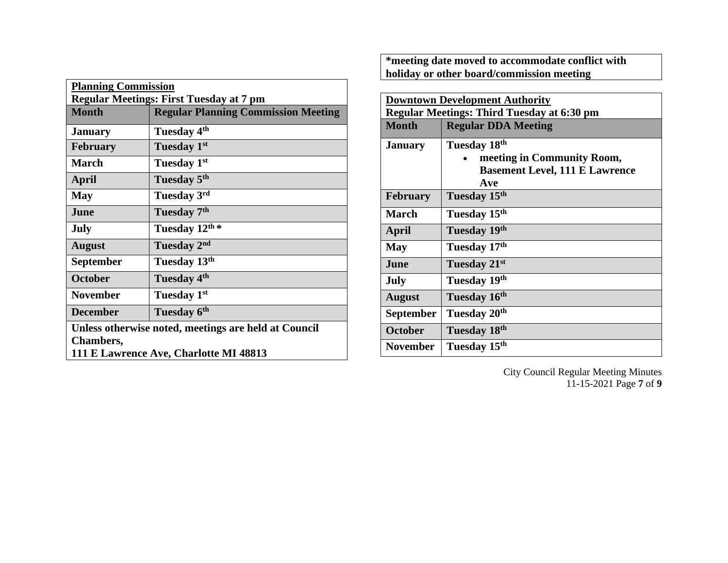**Planning Commission**
**Regular Meetings: First Tuesday at 7 pm**

| Month | Regular Planning Commission Meeting |
|---|---|
| **January** | **Tuesday 4th** |
| **February** | **Tuesday 1st** |
| **March** | **Tuesday 1st** |
| **April** | **Tuesday 5th** |
| **May** | **Tuesday 3rd** |
| **June** | **Tuesday 7th** |
| **July** | **Tuesday 12th *** |
| **August** | **Tuesday 2nd** |
| **September** | **Tuesday 13th** |
| **October** | **Tuesday 4th** |
| **November** | **Tuesday 1st** |
| **December** | **Tuesday 6th** |

**Unless otherwise noted, meetings are held at Council Chambers,**
**111 E Lawrence Ave, Charlotte MI 48813**

***meeting date moved to accommodate conflict with holiday or other board/commission meeting**

**Downtown Development Authority**
**Regular Meetings: Third Tuesday at 6:30 pm**

| Month | Regular DDA Meeting |
|---|---|
| **January** | **Tuesday 18th** <br>• **meeting in Community Room, Basement Level, 111 E Lawrence Ave** |
| **February** | **Tuesday 15th** |
| **March** | **Tuesday 15th** |
| **April** | **Tuesday 19th** |
| **May** | **Tuesday 17th** |
| **June** | **Tuesday 21st** |
| **July** | **Tuesday 19th** |
| **August** | **Tuesday 16th** |
| **September** | **Tuesday 20th** |
| **October** | **Tuesday 18th** |
| **November** | **Tuesday 15th** |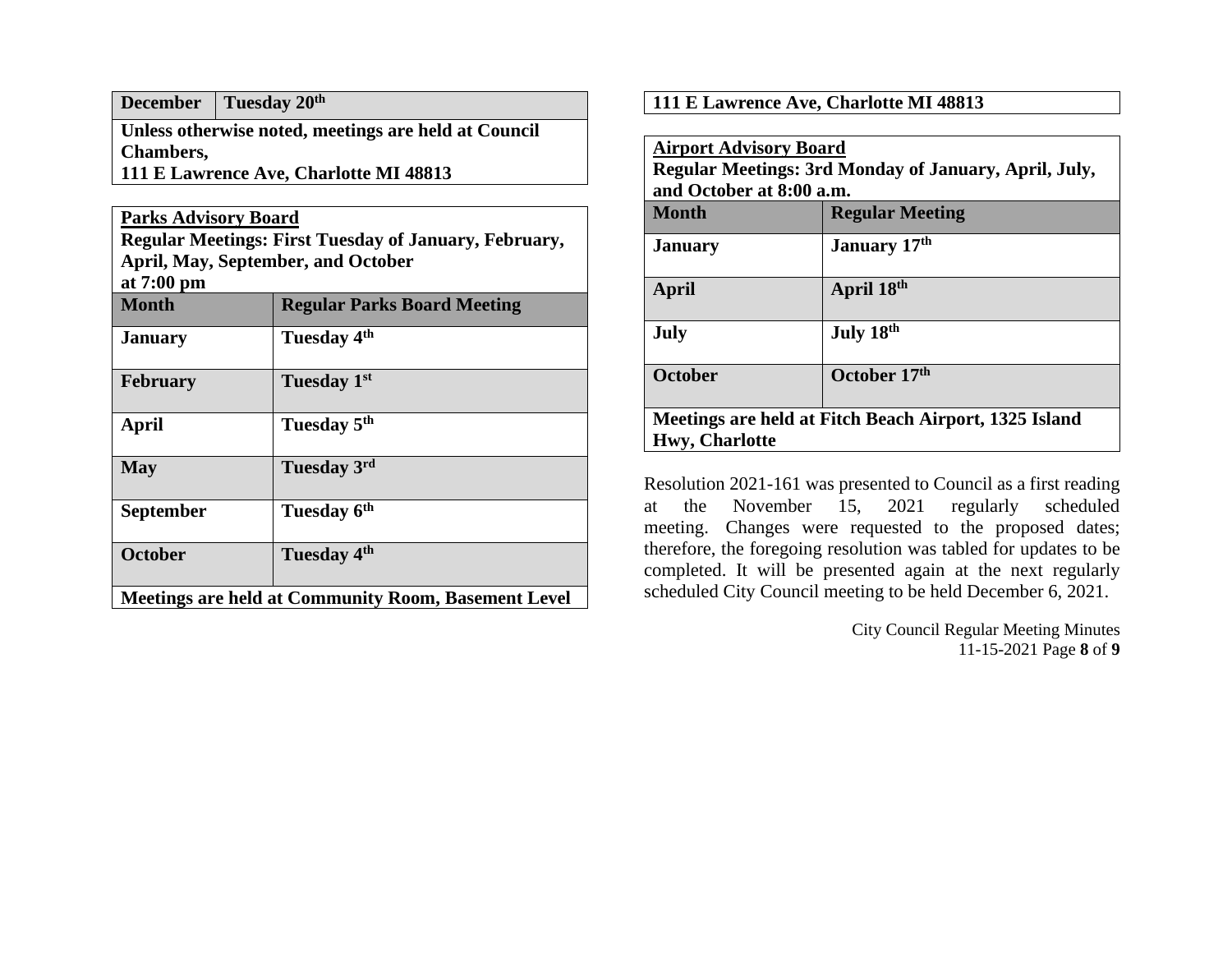| **December** | **Tuesday 20th** |
|---|---|
| **Unless otherwise noted, meetings are held at Council Chambers, 111 E Lawrence Ave, Charlotte MI 48813** | |

**Parks Advisory Board**
**Regular Meetings: First Tuesday of January, February, April, May, September, and October at 7:00 pm**

| **Month** | **Regular Parks Board Meeting** |
|---|---|
| **January** | **Tuesday 4th** |
| **February** | **Tuesday 1st** |
| **April** | **Tuesday 5th** |
| **May** | **Tuesday 3rd** |
| **September** | **Tuesday 6th** |
| **October** | **Tuesday 4th** |
| **Meetings are held at Community Room, Basement Level 111 E Lawrence Ave, Charlotte MI 48813** | |

**Airport Advisory Board**
**Regular Meetings: 3rd Monday of January, April, July, and October at 8:00 a.m.**

| **Month** | **Regular Meeting** |
|---|---|
| **January** | **January 17th** |
| **April** | **April 18th** |
| **July** | **July 18th** |
| **October** | **October 17th** |
| **Meetings are held at Fitch Beach Airport, 1325 Island Hwy, Charlotte** | |

Resolution 2021-161 was presented to Council as a first reading at the November 15, 2021 regularly scheduled meeting. Changes were requested to the proposed dates; therefore, the foregoing resolution was tabled for updates to be completed. It will be presented again at the next regularly scheduled City Council meeting to be held December 6, 2021.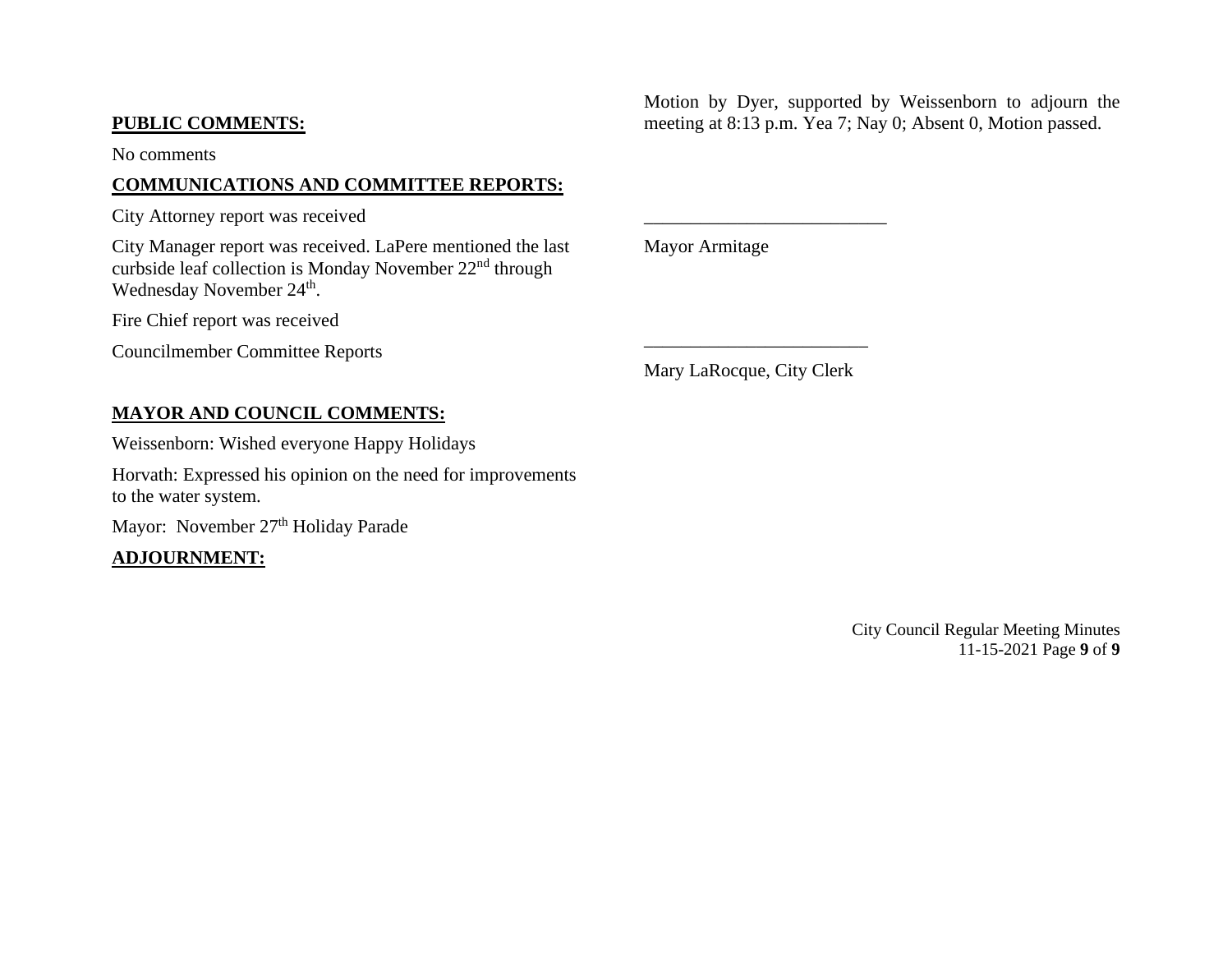**PUBLIC COMMENTS:**

No comments

**COMMUNICATIONS AND COMMITTEE REPORTS:**

City Attorney report was received

City Manager report was received. LaPere mentioned the last curbside leaf collection is Monday November 22nd through Wednesday November 24th.

Fire Chief report was received

Councilmember Committee Reports

**MAYOR AND COUNCIL COMMENTS:**

Weissenborn: Wished everyone Happy Holidays

Horvath: Expressed his opinion on the need for improvements to the water system.

Mayor: November 27th Holiday Parade

**ADJOURNMENT:**

Motion by Dyer, supported by Weissenborn to adjourn the meeting at 8:13 p.m. Yea 7; Nay 0; Absent 0, Motion passed.

\_\_\_\_\_\_\_\_\_\_\_\_\_\_\_\_\_\_\_\_\_\_\_\_\_\_

Mayor Armitage

\_\_\_\_\_\_\_\_\_\_\_\_\_\_\_\_\_\_\_\_\_\_\_\_

Mary LaRocque, City Clerk